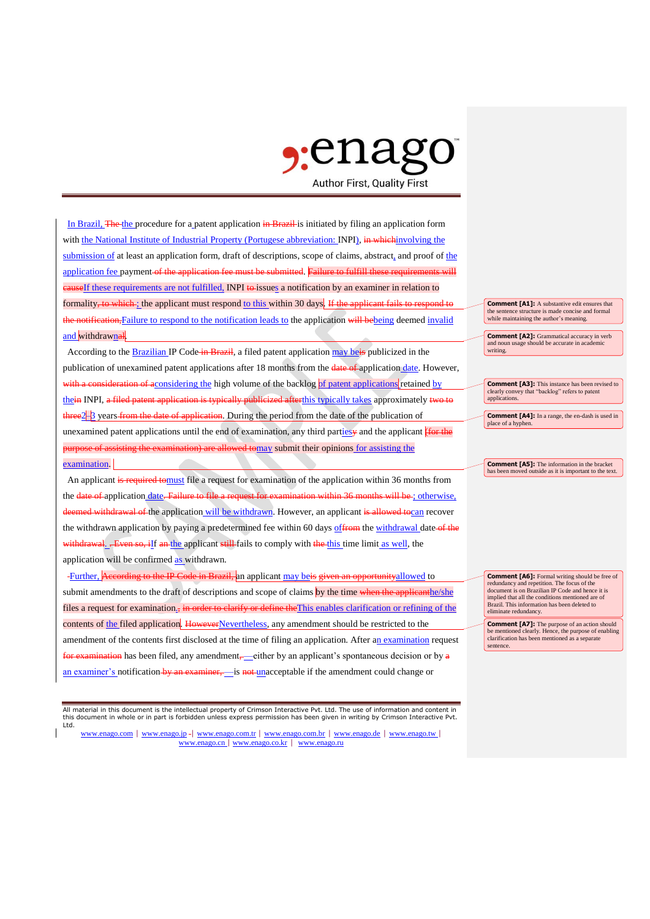In Brazil, ~~The~~ the procedure for a patent application ~~in Brazil~~ is initiated by filing an application form with the National Institute of Industrial Property (Portugese abbreviation: INPI), ~~in which~~involving the submission of at least an application form, draft of descriptions, scope of claims, abstract, and proof of the application fee payment ~~of the application fee must be submitted~~. ~~Failure to fulfill these requirements will cause~~If these requirements are not fulfilled, INPI ~~to~~ issues a notification by an examiner in relation to formality~~, to which~~; the applicant must respond to this within 30 days. ~~If the applicant fails to respond to the notification,~~Failure to respond to the notification leads to the application ~~will be~~being deemed invalid and withdrawn~~al~~.

According to the Brazilian IP Code ~~in Brazil~~, a filed patent application may be~~is~~ publicized in the publication of unexamined patent applications after 18 months from the ~~date of~~ application date. However, ~~with a consideration of a~~considering the high volume of the backlog of patent applications retained by the~~in~~ INPI, ~~a filed patent application is typically publicized after~~this typically takes approximately ~~two to three~~2–3 years ~~from the date of application~~. During the period from the date of the publication of unexamined patent applications until the end of examination, any third parties~~y~~ and the applicant ~~(for the purpose of assisting the examination) are allowed to~~may submit their opinions for assisting the examination.

An applicant ~~is required to~~must file a request for examination of the application within 36 months from the ~~date of~~ application date. ~~Failure to file a request for examination within 36 months will be~~; otherwise, ~~deemed withdrawal of~~ the application will be withdrawn. However, an applicant ~~is allowed to~~can recover the withdrawn application by paying a predetermined fee within 60 days of~~from~~ the withdrawal date ~~of the withdrawal~~. ~~, Even so, i~~If ~~an~~ the applicant ~~still~~ fails to comply with ~~the~~ this time limit as well, the application will be confirmed as withdrawn.

Further, ~~According to the IP Code in Brazil,~~ an applicant may be~~is~~ ~~given an opportunity~~allowed to submit amendments to the draft of descriptions and scope of claims by the time ~~when the applicant~~he/she files a request for examination. ~~, in order to clarify or define the~~This enables clarification or refining of the contents of the filed application. ~~However~~Nevertheless, any amendment should be restricted to the amendment of the contents first disclosed at the time of filing an application. After an examination request ~~for examination~~ has been filed, any amendment~~,~~—either by an applicant's spontaneous decision or by ~~a~~ an examiner's notification ~~by an examiner,~~—is ~~not~~ unacceptable if the amendment could change or

**Comment [A1]:** A substantive edit ensures that the sentence structure is made concise and formal while maintaining the author's meaning.

**Comment [A2]:** Grammatical accuracy in verb and noun usage should be accurate in academic writing.

**Comment [A3]:** This instance has been revised to clearly convey that "backlog" refers to patent applications.

**Comment [A4]:** In a range, the en-dash is used in place of a hyphen.

**Comment [A5]:** The information in the bracket has been moved outside as it is important to the text.

**Comment [A6]:** Formal writing should be free of redundancy and repetition. The focus of the document is on Brazilian IP Code and hence it is implied that all the conditions mentioned are of Brazil. This information has been deleted to eliminate redundancy.

**Comment [A7]:** The purpose of an action should be mentioned clearly. Hence, the purpose of enabling clarification has been mentioned as a separate sentence.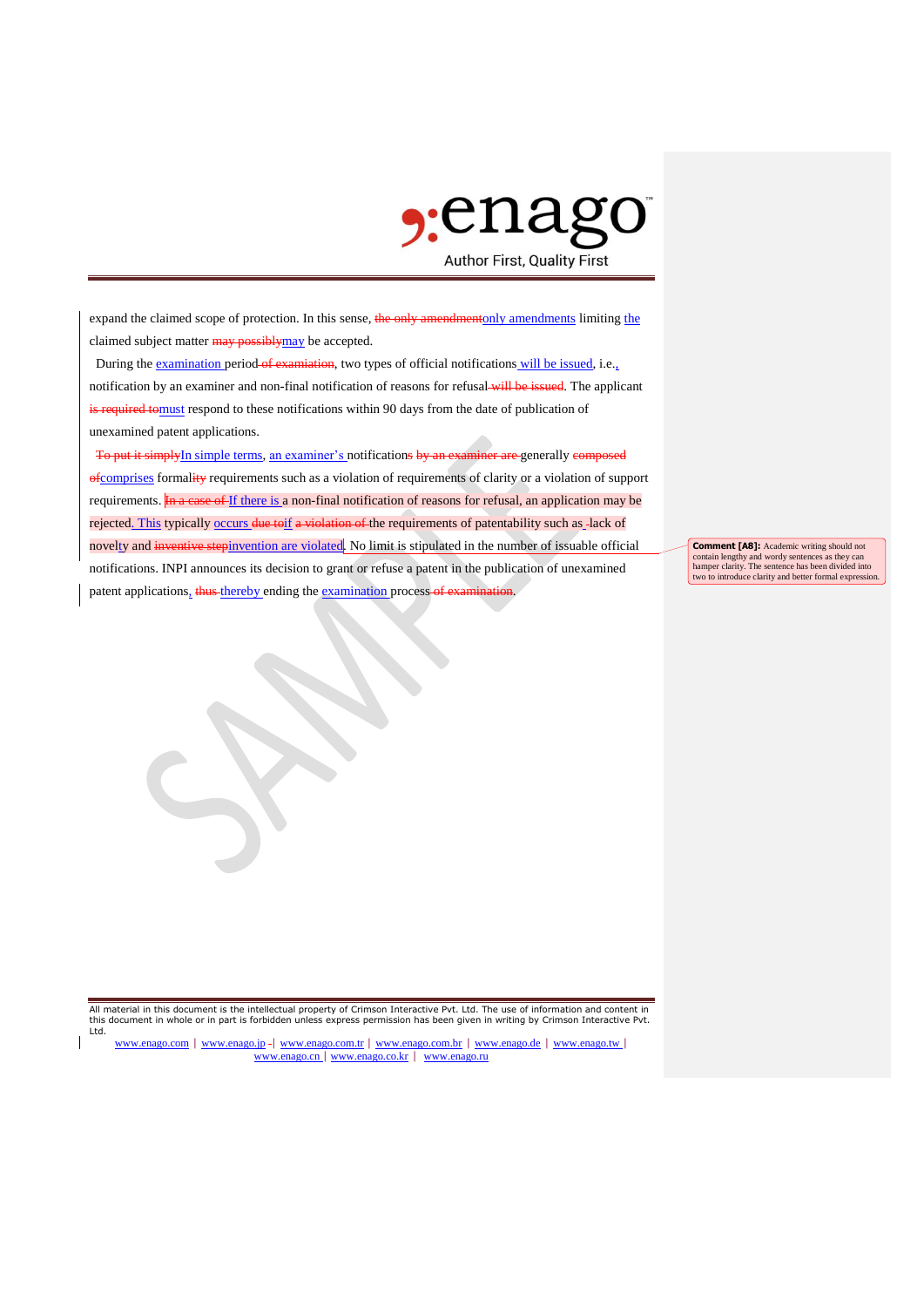expand the claimed scope of protection. In this sense, ~~the only amendment~~only amendments limiting the claimed subject matter ~~may possibly~~may be accepted.

During the examination period ~~of examiation~~, two types of official notifications will be issued, i.e., notification by an examiner and non-final notification of reasons for refusal ~~will be issued~~. The applicant ~~is required to~~must respond to these notifications within 90 days from the date of publication of unexamined patent applications.

~~To put it simply~~In simple terms, an examiner's notification~~s~~ ~~by an examiner are~~ generally ~~composed of~~comprises formal~~ity~~ requirements such as a violation of requirements of clarity or a violation of support requirements. ~~In a case of~~ If there is a non-final notification of reasons for refusal, an application may be rejected. This typically occurs ~~due to~~if ~~a violation of~~ the requirements of patentability such as lack of novelty and ~~inventive step~~invention are violated. No limit is stipulated in the number of issuable official notifications. INPI announces its decision to grant or refuse a patent in the publication of unexamined patent applications, ~~thus~~ thereby ending the examination process ~~of examination~~.

**Comment [A8]:** Academic writing should not contain lengthy and wordy sentences as they can hamper clarity. The sentence has been divided into two to introduce clarity and better formal expression.